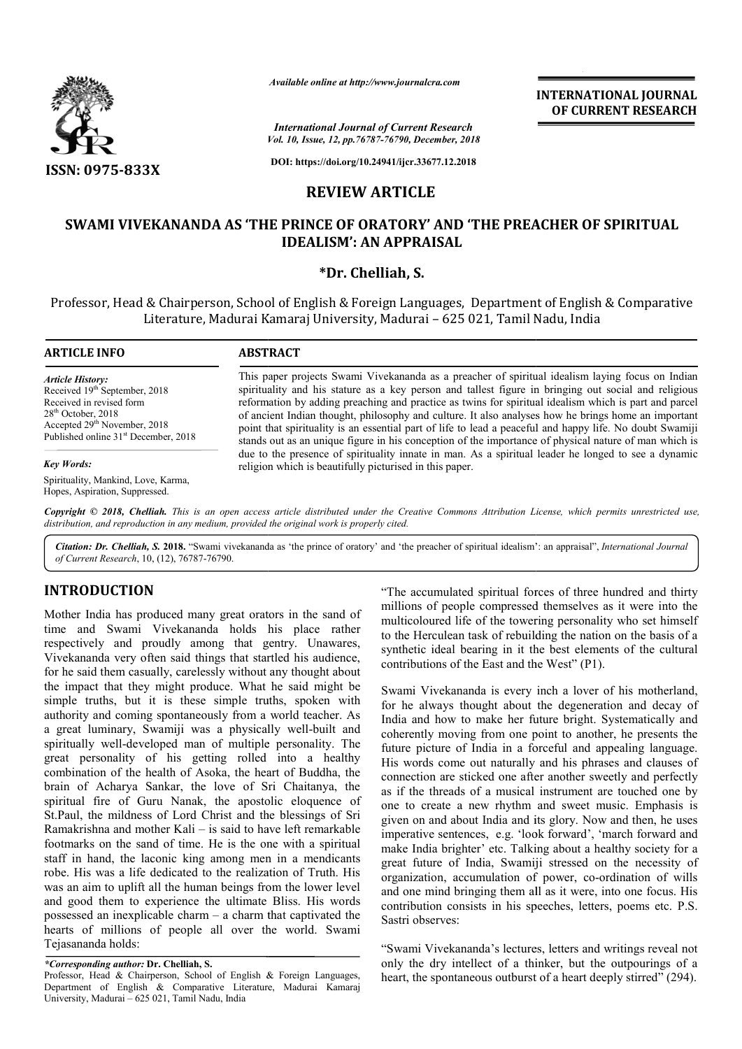*Available online at http://www.journalcra.com*

*International Journal of Current Research*
*Vol. 10, Issue, 12, pp.76787-76790, December, 2018*

**DOI: https://doi.org/10.24941/ijcr.33677.12.2018**

ISSN: 0975-833X

**INTERNATIONAL JOURNAL OF CURRENT RESEARCH**

## REVIEW ARTICLE

# SWAMI VIVEKANANDA AS 'THE PRINCE OF ORATORY' AND 'THE PREACHER OF SPIRITUAL IDEALISM': AN APPRAISAL

**\*Dr. Chelliah, S.**

Professor, Head & Chairperson, School of English & Foreign Languages, Department of English & Comparative Literature, Madurai Kamaraj University, Madurai – 625 021, Tamil Nadu, India

**ARTICLE INFO**

*Article History:*
Received 19th September, 2018
Received in revised form
28th October, 2018
Accepted 29th November, 2018
Published online 31st December, 2018

*Key Words:*
Spirituality, Mankind, Love, Karma, Hopes, Aspiration, Suppressed.

**ABSTRACT**

This paper projects Swami Vivekananda as a preacher of spiritual idealism laying focus on Indian spirituality and his stature as a key person and tallest figure in bringing out social and religious reformation by adding preaching and practice as twins for spiritual idealism which is part and parcel of ancient Indian thought, philosophy and culture. It also analyses how he brings home an important point that spirituality is an essential part of life to lead a peaceful and happy life. No doubt Swamiji stands out as an unique figure in his conception of the importance of physical nature of man which is due to the presence of spirituality innate in man. As a spiritual leader he longed to see a dynamic religion which is beautifully picturised in this paper.

*Copyright © 2018, Chelliah. This is an open access article distributed under the Creative Commons Attribution License, which permits unrestricted use, distribution, and reproduction in any medium, provided the original work is properly cited.*

***Citation: Dr. Chelliah, S. 2018.** "Swami vivekananda as 'the prince of oratory' and 'the preacher of spiritual idealism': an appraisal", International Journal of Current Research, 10, (12), 76787-76790.*

## INTRODUCTION

Mother India has produced many great orators in the sand of time and Swami Vivekananda holds his place rather respectively and proudly among that gentry. Unawares, Vivekananda very often said things that startled his audience, for he said them casually, carelessly without any thought about the impact that they might produce. What he said might be simple truths, but it is these simple truths, spoken with authority and coming spontaneously from a world teacher. As a great luminary, Swamiji was a physically well-built and spiritually well-developed man of multiple personality. The great personality of his getting rolled into a healthy combination of the health of Asoka, the heart of Buddha, the brain of Acharya Sankar, the love of Sri Chaitanya, the spiritual fire of Guru Nanak, the apostolic eloquence of St.Paul, the mildness of Lord Christ and the blessings of Sri Ramakrishna and mother Kali – is said to have left remarkable footmarks on the sand of time. He is the one with a spiritual staff in hand, the laconic king among men in a mendicants robe. His was a life dedicated to the realization of Truth. His was an aim to uplift all the human beings from the lower level and good them to experience the ultimate Bliss. His words possessed an inexplicable charm – a charm that captivated the hearts of millions of people all over the world. Swami Tejasananda holds:

"The accumulated spiritual forces of three hundred and thirty millions of people compressed themselves as it were into the multicoloured life of the towering personality who set himself to the Herculean task of rebuilding the nation on the basis of a synthetic ideal bearing in it the best elements of the cultural contributions of the East and the West" (P1).

Swami Vivekananda is every inch a lover of his motherland, for he always thought about the degeneration and decay of India and how to make her future bright. Systematically and coherently moving from one point to another, he presents the future picture of India in a forceful and appealing language. His words come out naturally and his phrases and clauses of connection are sticked one after another sweetly and perfectly as if the threads of a musical instrument are touched one by one to create a new rhythm and sweet music. Emphasis is given on and about India and its glory. Now and then, he uses imperative sentences, e.g. 'look forward', 'march forward and make India brighter' etc. Talking about a healthy society for a great future of India, Swamiji stressed on the necessity of organization, accumulation of power, co-ordination of wills and one mind bringing them all as it were, into one focus. His contribution consists in his speeches, letters, poems etc. P.S. Sastri observes:

"Swami Vivekananda's lectures, letters and writings reveal not only the dry intellect of a thinker, but the outpourings of a heart, the spontaneous outburst of a heart deeply stirred" (294).

*\*Corresponding author:* **Dr. Chelliah, S.**
Professor, Head & Chairperson, School of English & Foreign Languages, Department of English & Comparative Literature, Madurai Kamaraj University, Madurai – 625 021, Tamil Nadu, India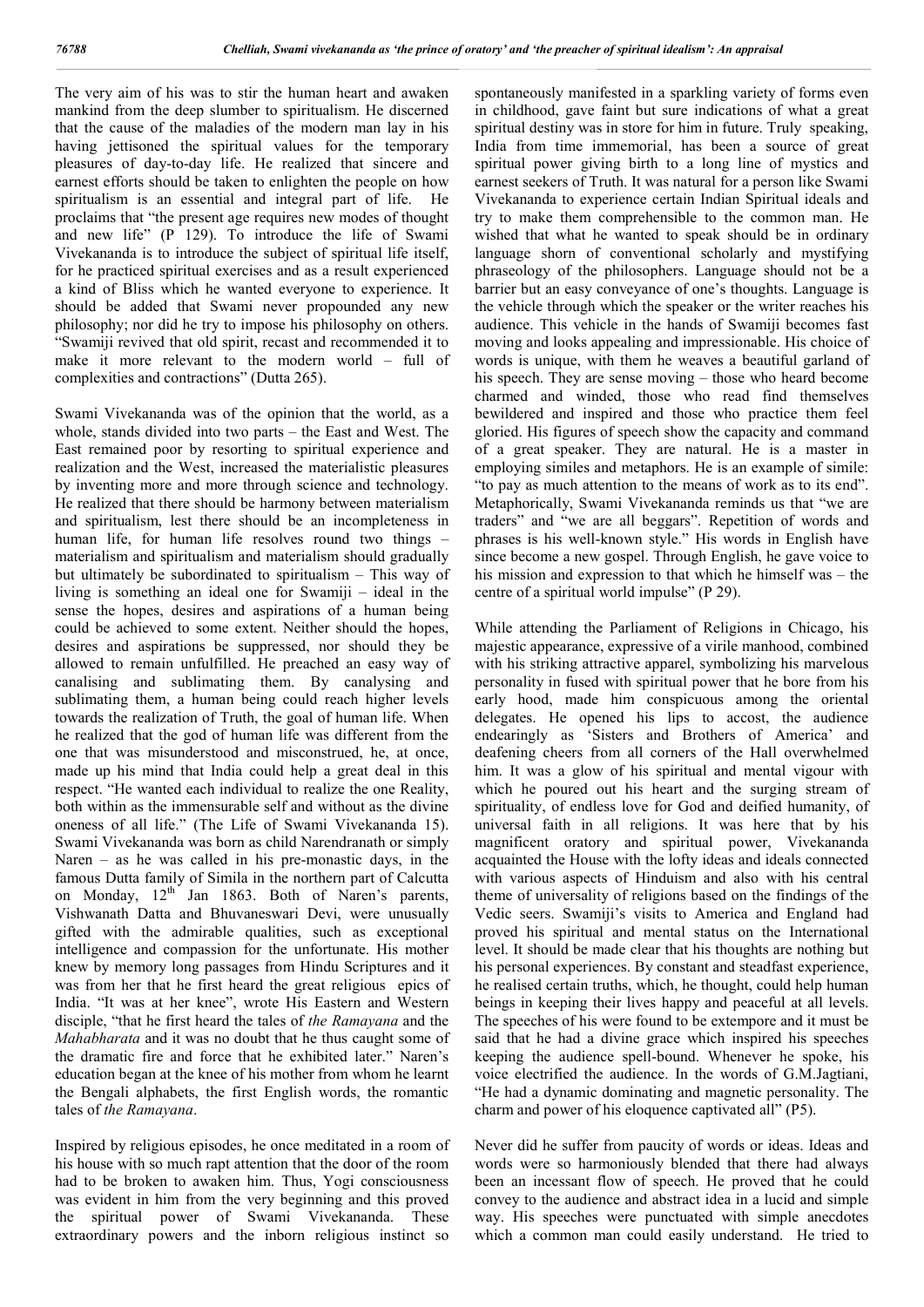The very aim of his was to stir the human heart and awaken mankind from the deep slumber to spiritualism. He discerned that the cause of the maladies of the modern man lay in his having jettisoned the spiritual values for the temporary pleasures of day-to-day life. He realized that sincere and earnest efforts should be taken to enlighten the people on how spiritualism is an essential and integral part of life. He proclaims that "the present age requires new modes of thought and new life" (P 129). To introduce the life of Swami Vivekananda is to introduce the subject of spiritual life itself, for he practiced spiritual exercises and as a result experienced a kind of Bliss which he wanted everyone to experience. It should be added that Swami never propounded any new philosophy; nor did he try to impose his philosophy on others. "Swamiji revived that old spirit, recast and recommended it to make it more relevant to the modern world – full of complexities and contractions" (Dutta 265).

Swami Vivekananda was of the opinion that the world, as a whole, stands divided into two parts – the East and West. The East remained poor by resorting to spiritual experience and realization and the West, increased the materialistic pleasures by inventing more and more through science and technology. He realized that there should be harmony between materialism and spiritualism, lest there should be an incompleteness in human life, for human life resolves round two things – materialism and spiritualism and materialism should gradually but ultimately be subordinated to spiritualism – This way of living is something an ideal one for Swamiji – ideal in the sense the hopes, desires and aspirations of a human being could be achieved to some extent. Neither should the hopes, desires and aspirations be suppressed, nor should they be allowed to remain unfulfilled. He preached an easy way of canalising and sublimating them. By canalysing and sublimating them, a human being could reach higher levels towards the realization of Truth, the goal of human life. When he realized that the god of human life was different from the one that was misunderstood and misconstrued, he, at once, made up his mind that India could help a great deal in this respect. "He wanted each individual to realize the one Reality, both within as the immensurable self and without as the divine oneness of all life." (The Life of Swami Vivekananda 15). Swami Vivekananda was born as child Narendranath or simply Naren – as he was called in his pre-monastic days, in the famous Dutta family of Simila in the northern part of Calcutta on Monday, 12th Jan 1863. Both of Naren's parents, Vishwanath Datta and Bhuvaneswari Devi, were unusually gifted with the admirable qualities, such as exceptional intelligence and compassion for the unfortunate. His mother knew by memory long passages from Hindu Scriptures and it was from her that he first heard the great religious epics of India. "It was at her knee", wrote His Eastern and Western disciple, "that he first heard the tales of *the Ramayana* and the *Mahabharata* and it was no doubt that he thus caught some of the dramatic fire and force that he exhibited later." Naren's education began at the knee of his mother from whom he learnt the Bengali alphabets, the first English words, the romantic tales of *the Ramayana*.

Inspired by religious episodes, he once meditated in a room of his house with so much rapt attention that the door of the room had to be broken to awaken him. Thus, Yogi consciousness was evident in him from the very beginning and this proved the spiritual power of Swami Vivekananda. These extraordinary powers and the inborn religious instinct so spontaneously manifested in a sparkling variety of forms even in childhood, gave faint but sure indications of what a great spiritual destiny was in store for him in future. Truly speaking, India from time immemorial, has been a source of great spiritual power giving birth to a long line of mystics and earnest seekers of Truth. It was natural for a person like Swami Vivekananda to experience certain Indian Spiritual ideals and try to make them comprehensible to the common man. He wished that what he wanted to speak should be in ordinary language shorn of conventional scholarly and mystifying phraseology of the philosophers. Language should not be a barrier but an easy conveyance of one's thoughts. Language is the vehicle through which the speaker or the writer reaches his audience. This vehicle in the hands of Swamiji becomes fast moving and looks appealing and impressionable. His choice of words is unique, with them he weaves a beautiful garland of his speech. They are sense moving – those who heard become charmed and winded, those who read find themselves bewildered and inspired and those who practice them feel gloried. His figures of speech show the capacity and command of a great speaker. They are natural. He is a master in employing similes and metaphors. He is an example of simile: "to pay as much attention to the means of work as to its end". Metaphorically, Swami Vivekananda reminds us that "we are traders" and "we are all beggars". Repetition of words and phrases is his well-known style." His words in English have since become a new gospel. Through English, he gave voice to his mission and expression to that which he himself was – the centre of a spiritual world impulse" (P 29).

While attending the Parliament of Religions in Chicago, his majestic appearance, expressive of a virile manhood, combined with his striking attractive apparel, symbolizing his marvelous personality in fused with spiritual power that he bore from his early hood, made him conspicuous among the oriental delegates. He opened his lips to accost, the audience endearingly as 'Sisters and Brothers of America' and deafening cheers from all corners of the Hall overwhelmed him. It was a glow of his spiritual and mental vigour with which he poured out his heart and the surging stream of spirituality, of endless love for God and deified humanity, of universal faith in all religions. It was here that by his magnificent oratory and spiritual power, Vivekananda acquainted the House with the lofty ideas and ideals connected with various aspects of Hinduism and also with his central theme of universality of religions based on the findings of the Vedic seers. Swamiji's visits to America and England had proved his spiritual and mental status on the International level. It should be made clear that his thoughts are nothing but his personal experiences. By constant and steadfast experience, he realised certain truths, which, he thought, could help human beings in keeping their lives happy and peaceful at all levels. The speeches of his were found to be extempore and it must be said that he had a divine grace which inspired his speeches keeping the audience spell-bound. Whenever he spoke, his voice electrified the audience. In the words of G.M.Jagtiani, "He had a dynamic dominating and magnetic personality. The charm and power of his eloquence captivated all" (P5).

Never did he suffer from paucity of words or ideas. Ideas and words were so harmoniously blended that there had always been an incessant flow of speech. He proved that he could convey to the audience and abstract idea in a lucid and simple way. His speeches were punctuated with simple anecdotes which a common man could easily understand. He tried to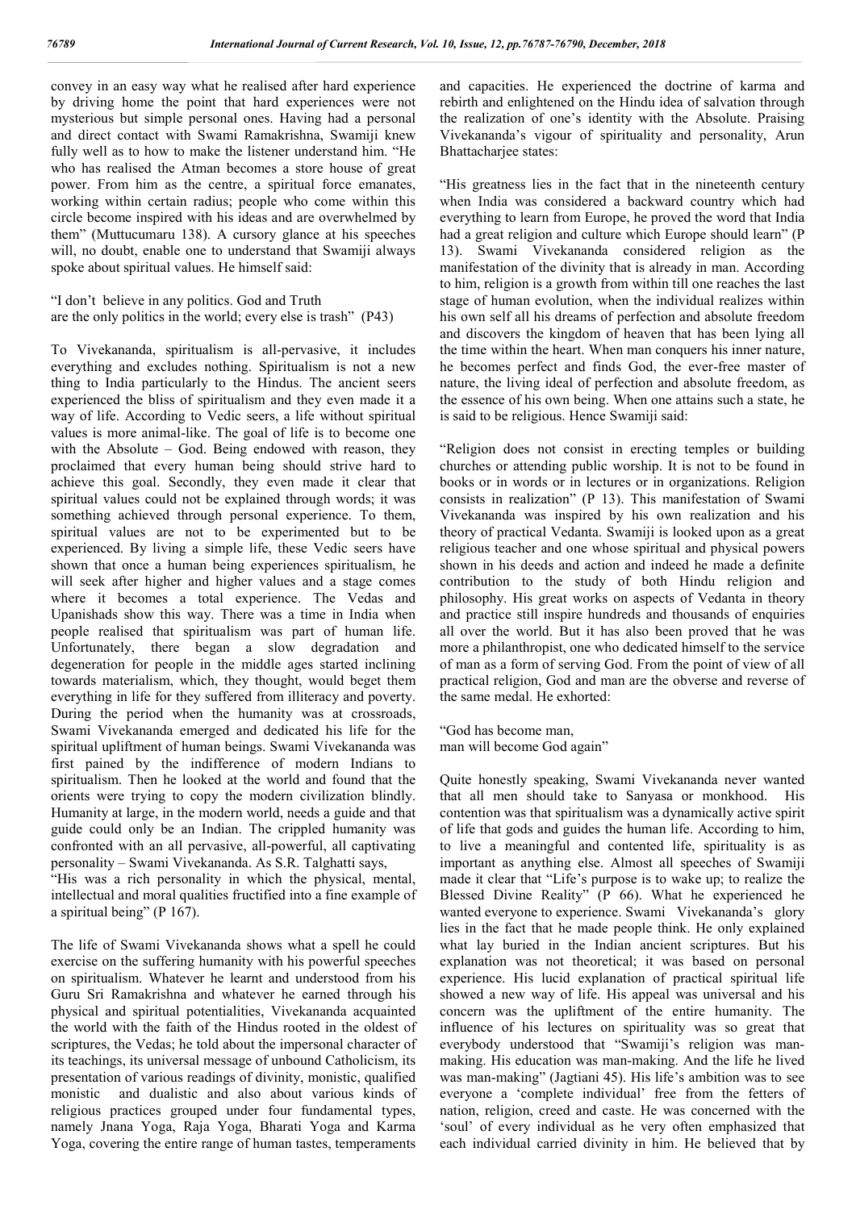convey in an easy way what he realised after hard experience by driving home the point that hard experiences were not mysterious but simple personal ones. Having had a personal and direct contact with Swami Ramakrishna, Swamiji knew fully well as to how to make the listener understand him. "He who has realised the Atman becomes a store house of great power. From him as the centre, a spiritual force emanates, working within certain radius; people who come within this circle become inspired with his ideas and are overwhelmed by them" (Muttucumaru 138). A cursory glance at his speeches will, no doubt, enable one to understand that Swamiji always spoke about spiritual values. He himself said:

"I don't believe in any politics. God and Truth
are the only politics in the world; every else is trash" (P43)

To Vivekananda, spiritualism is all-pervasive, it includes everything and excludes nothing. Spiritualism is not a new thing to India particularly to the Hindus. The ancient seers experienced the bliss of spiritualism and they even made it a way of life. According to Vedic seers, a life without spiritual values is more animal-like. The goal of life is to become one with the Absolute – God. Being endowed with reason, they proclaimed that every human being should strive hard to achieve this goal. Secondly, they even made it clear that spiritual values could not be explained through words; it was something achieved through personal experience. To them, spiritual values are not to be experimented but to be experienced. By living a simple life, these Vedic seers have shown that once a human being experiences spiritualism, he will seek after higher and higher values and a stage comes where it becomes a total experience. The Vedas and Upanishads show this way. There was a time in India when people realised that spiritualism was part of human life. Unfortunately, there began a slow degradation and degeneration for people in the middle ages started inclining towards materialism, which, they thought, would beget them everything in life for they suffered from illiteracy and poverty. During the period when the humanity was at crossroads, Swami Vivekananda emerged and dedicated his life for the spiritual upliftment of human beings. Swami Vivekananda was first pained by the indifference of modern Indians to spiritualism. Then he looked at the world and found that the orients were trying to copy the modern civilization blindly. Humanity at large, in the modern world, needs a guide and that guide could only be an Indian. The crippled humanity was confronted with an all pervasive, all-powerful, all captivating personality – Swami Vivekananda. As S.R. Talghatti says,
"His was a rich personality in which the physical, mental, intellectual and moral qualities fructified into a fine example of a spiritual being" (P 167).

The life of Swami Vivekananda shows what a spell he could exercise on the suffering humanity with his powerful speeches on spiritualism. Whatever he learnt and understood from his Guru Sri Ramakrishna and whatever he earned through his physical and spiritual potentialities, Vivekananda acquainted the world with the faith of the Hindus rooted in the oldest of scriptures, the Vedas; he told about the impersonal character of its teachings, its universal message of unbound Catholicism, its presentation of various readings of divinity, monistic, qualified monistic and dualistic and also about various kinds of religious practices grouped under four fundamental types, namely Jnana Yoga, Raja Yoga, Bharati Yoga and Karma Yoga, covering the entire range of human tastes, temperaments and capacities. He experienced the doctrine of karma and rebirth and enlightened on the Hindu idea of salvation through the realization of one's identity with the Absolute. Praising Vivekananda's vigour of spirituality and personality, Arun Bhattacharjee states:

"His greatness lies in the fact that in the nineteenth century when India was considered a backward country which had everything to learn from Europe, he proved the word that India had a great religion and culture which Europe should learn" (P 13). Swami Vivekananda considered religion as the manifestation of the divinity that is already in man. According to him, religion is a growth from within till one reaches the last stage of human evolution, when the individual realizes within his own self all his dreams of perfection and absolute freedom and discovers the kingdom of heaven that has been lying all the time within the heart. When man conquers his inner nature, he becomes perfect and finds God, the ever-free master of nature, the living ideal of perfection and absolute freedom, as the essence of his own being. When one attains such a state, he is said to be religious. Hence Swamiji said:

"Religion does not consist in erecting temples or building churches or attending public worship. It is not to be found in books or in words or in lectures or in organizations. Religion consists in realization" (P 13). This manifestation of Swami Vivekananda was inspired by his own realization and his theory of practical Vedanta. Swamiji is looked upon as a great religious teacher and one whose spiritual and physical powers shown in his deeds and action and indeed he made a definite contribution to the study of both Hindu religion and philosophy. His great works on aspects of Vedanta in theory and practice still inspire hundreds and thousands of enquiries all over the world. But it has also been proved that he was more a philanthropist, one who dedicated himself to the service of man as a form of serving God. From the point of view of all practical religion, God and man are the obverse and reverse of the same medal. He exhorted:

"God has become man,
man will become God again"

Quite honestly speaking, Swami Vivekananda never wanted that all men should take to Sanyasa or monkhood. His contention was that spiritualism was a dynamically active spirit of life that gods and guides the human life. According to him, to live a meaningful and contented life, spirituality is as important as anything else. Almost all speeches of Swamiji made it clear that "Life's purpose is to wake up; to realize the Blessed Divine Reality" (P 66). What he experienced he wanted everyone to experience. Swami Vivekananda's glory lies in the fact that he made people think. He only explained what lay buried in the Indian ancient scriptures. But his explanation was not theoretical; it was based on personal experience. His lucid explanation of practical spiritual life showed a new way of life. His appeal was universal and his concern was the upliftment of the entire humanity. The influence of his lectures on spirituality was so great that everybody understood that "Swamiji's religion was man-making. His education was man-making. And the life he lived was man-making" (Jagtiani 45). His life's ambition was to see everyone a 'complete individual' free from the fetters of nation, religion, creed and caste. He was concerned with the 'soul' of every individual as he very often emphasized that each individual carried divinity in him. He believed that by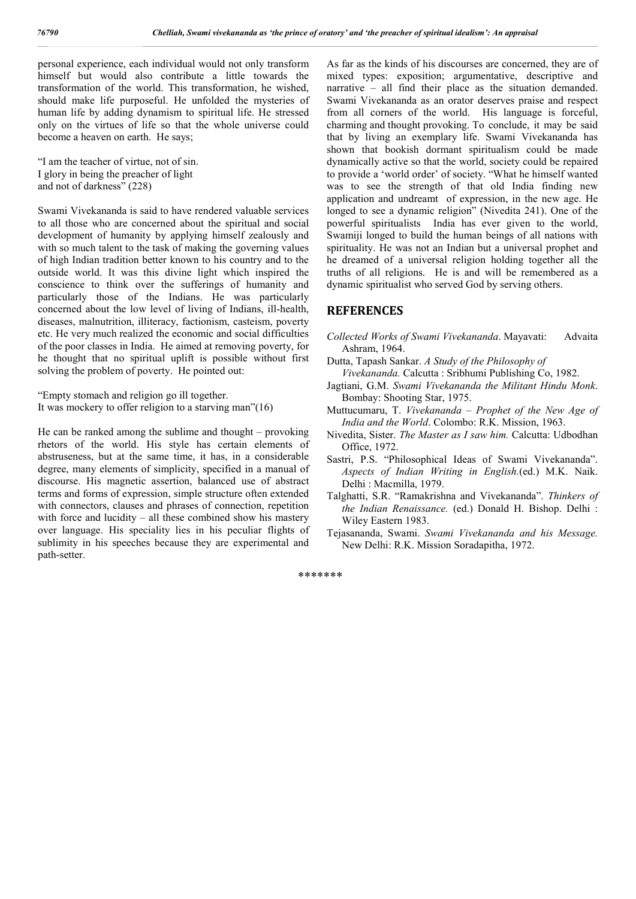personal experience, each individual would not only transform himself but would also contribute a little towards the transformation of the world. This transformation, he wished, should make life purposeful. He unfolded the mysteries of human life by adding dynamism to spiritual life. He stressed only on the virtues of life so that the whole universe could become a heaven on earth. He says;

"I am the teacher of virtue, not of sin.  
I glory in being the preacher of light  
and not of darkness" (228)

Swami Vivekananda is said to have rendered valuable services to all those who are concerned about the spiritual and social development of humanity by applying himself zealously and with so much talent to the task of making the governing values of high Indian tradition better known to his country and to the outside world. It was this divine light which inspired the conscience to think over the sufferings of humanity and particularly those of the Indians. He was particularly concerned about the low level of living of Indians, ill-health, diseases, malnutrition, illiteracy, factionism, casteism, poverty etc. He very much realized the economic and social difficulties of the poor classes in India. He aimed at removing poverty, for he thought that no spiritual uplift is possible without first solving the problem of poverty. He pointed out:

"Empty stomach and religion go ill together.  
It was mockery to offer religion to a starving man"(16)

He can be ranked among the sublime and thought – provoking rhetors of the world. His style has certain elements of abstruseness, but at the same time, it has, in a considerable degree, many elements of simplicity, specified in a manual of discourse. His magnetic assertion, balanced use of abstract terms and forms of expression, simple structure often extended with connectors, clauses and phrases of connection, repetition with force and lucidity – all these combined show his mastery over language. His speciality lies in his peculiar flights of sublimity in his speeches because they are experimental and path-setter.

As far as the kinds of his discourses are concerned, they are of mixed types: exposition; argumentative, descriptive and narrative – all find their place as the situation demanded. Swami Vivekananda as an orator deserves praise and respect from all corners of the world. His language is forceful, charming and thought provoking. To conclude, it may be said that by living an exemplary life. Swami Vivekananda has shown that bookish dormant spiritualism could be made dynamically active so that the world, society could be repaired to provide a 'world order' of society. "What he himself wanted was to see the strength of that old India finding new application and undreamt of expression, in the new age. He longed to see a dynamic religion" (Nivedita 241). One of the powerful spiritualists India has ever given to the world, Swamiji longed to build the human beings of all nations with spirituality. He was not an Indian but a universal prophet and he dreamed of a universal religion holding together all the truths of all religions. He is and will be remembered as a dynamic spiritualist who served God by serving others.

## REFERENCES

*Collected Works of Swami Vivekananda*. Mayavati: Advaita Ashram, 1964.

Dutta, Tapash Sankar. *A Study of the Philosophy of Vivekananda.* Calcutta : Sribhumi Publishing Co, 1982.

Jagtiani, G.M. *Swami Vivekananda the Militant Hindu Monk*. Bombay: Shooting Star, 1975.

Muttucumaru, T. *Vivekananda – Prophet of the New Age of India and the World*. Colombo: R.K. Mission, 1963.

Nivedita, Sister. *The Master as I saw him.* Calcutta: Udbodhan Office, 1972.

Sastri, P.S. "Philosophical Ideas of Swami Vivekananda". *Aspects of Indian Writing in English.*(ed.) M.K. Naik. Delhi : Macmilla, 1979.

Talghatti, S.R. "Ramakrishna and Vivekananda". *Thinkers of the Indian Renaissance.* (ed.) Donald H. Bishop. Delhi : Wiley Eastern 1983.

Tejasananda, Swami. *Swami Vivekananda and his Message.* New Delhi: R.K. Mission Soradapitha, 1972.

*******